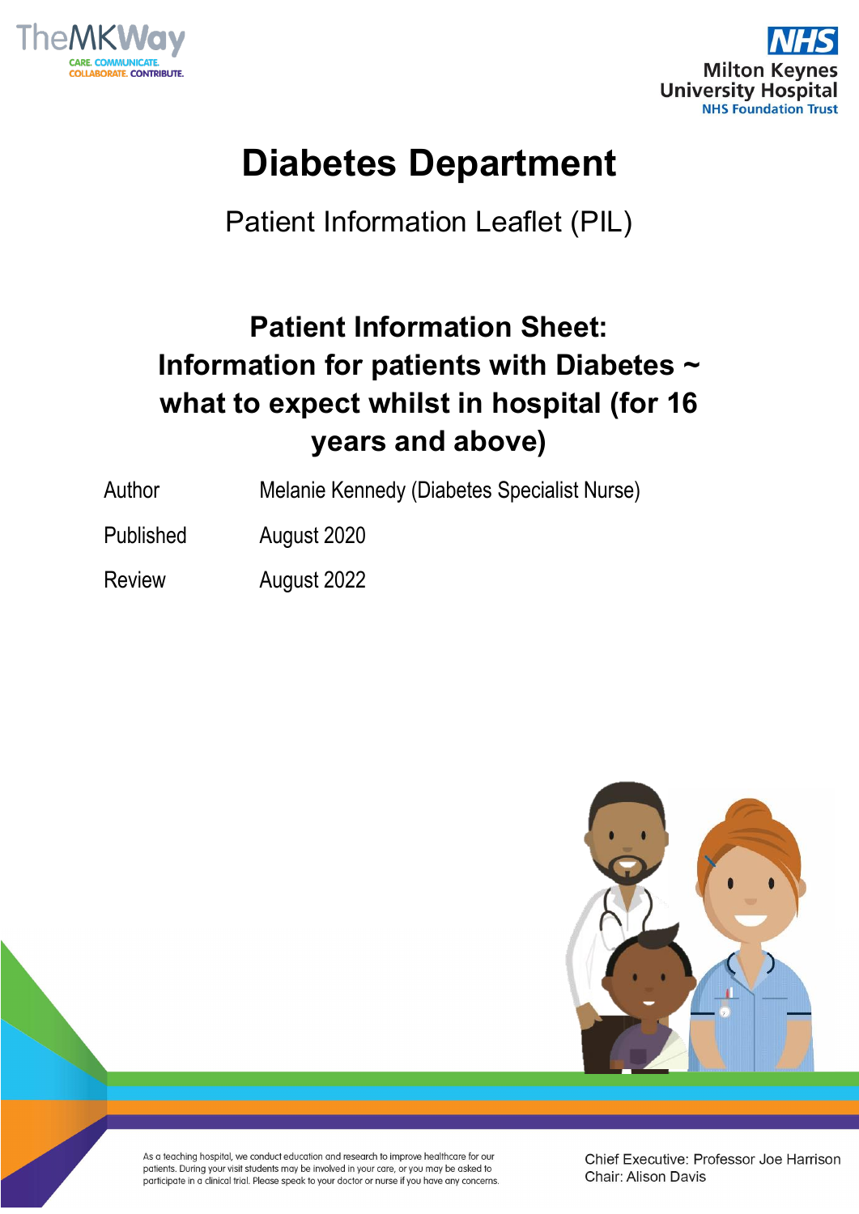TheMKWay

CARE. COMMUNICATE. COLLABORATE. CONTRIBUTE.

NHS
Milton Keynes University Hospital
NHS Foundation Trust

# Diabetes Department

Patient Information Leaflet (PIL)

## Patient Information Sheet: Information for patients with Diabetes ~ what to expect whilst in hospital (for 16 years and above)

| | |
|---|---|
| Author | Melanie Kennedy (Diabetes Specialist Nurse) |
| Published | August 2020 |
| Review | August 2022 |

As a teaching hospital, we conduct education and research to improve healthcare for our patients. During your visit students may be involved in your care, or you may be asked to participate in a clinical trial. Please speak to your doctor or nurse if you have any concerns.

Chief Executive: Professor Joe Harrison
Chair: Alison Davis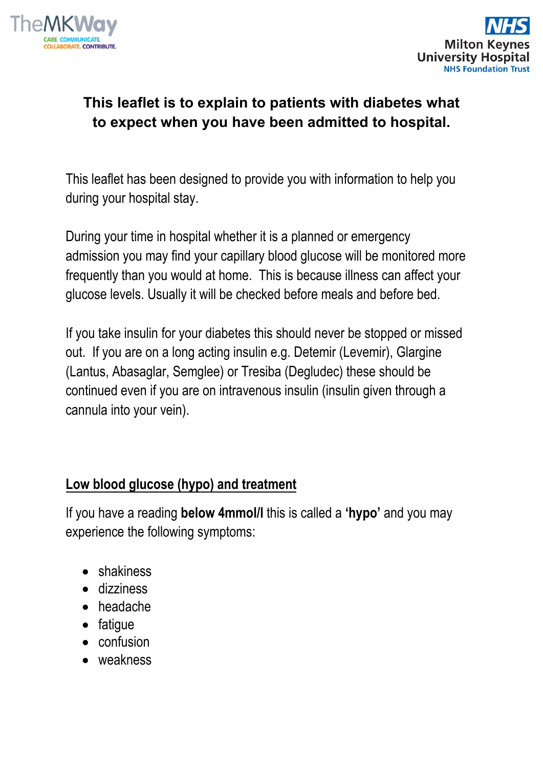**This leaflet is to explain to patients with diabetes what to expect when you have been admitted to hospital.**

This leaflet has been designed to provide you with information to help you during your hospital stay.

During your time in hospital whether it is a planned or emergency admission you may find your capillary blood glucose will be monitored more frequently than you would at home. This is because illness can affect your glucose levels. Usually it will be checked before meals and before bed.

If you take insulin for your diabetes this should never be stopped or missed out. If you are on a long acting insulin e.g. Detemir (Levemir), Glargine (Lantus, Abasaglar, Semglee) or Tresiba (Degludec) these should be continued even if you are on intravenous insulin (insulin given through a cannula into your vein).

## Low blood glucose (hypo) and treatment

If you have a reading **below 4mmol/l** this is called a **'hypo'** and you may experience the following symptoms:

- shakiness
- dizziness
- headache
- fatigue
- confusion
- weakness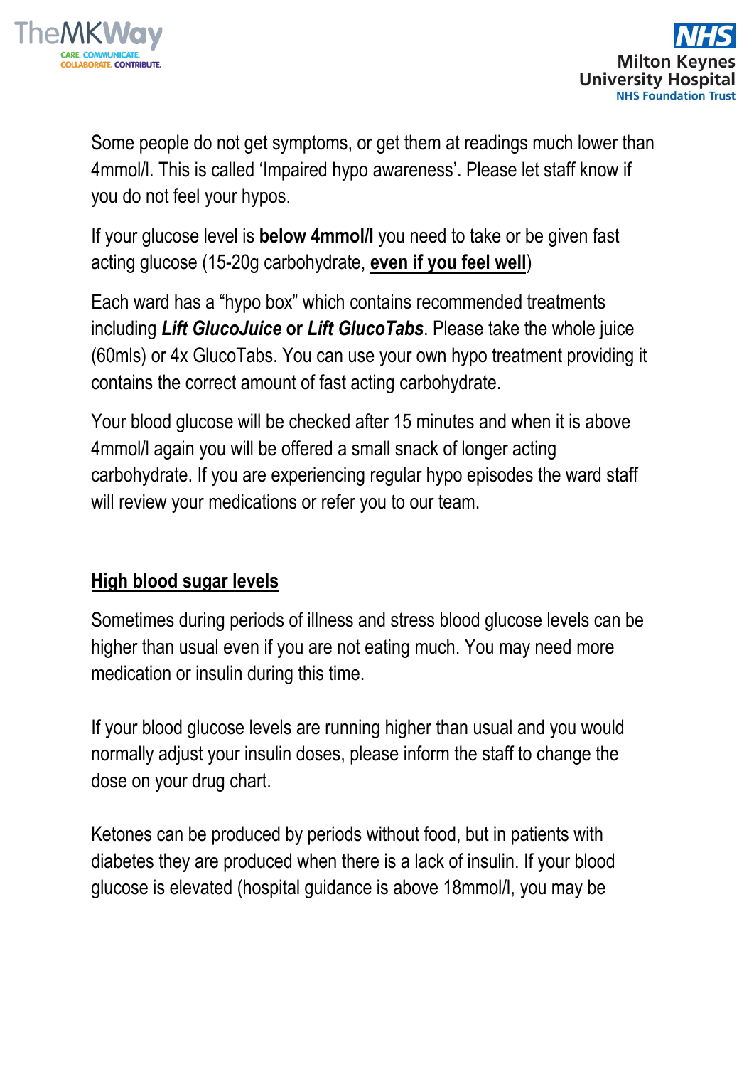Some people do not get symptoms, or get them at readings much lower than 4mmol/l. This is called 'Impaired hypo awareness'. Please let staff know if you do not feel your hypos.

If your glucose level is **below 4mmol/l** you need to take or be given fast acting glucose (15-20g carbohydrate, **even if you feel well**)

Each ward has a "hypo box" which contains recommended treatments including ***Lift GlucoJuice* or *Lift GlucoTabs***. Please take the whole juice (60mls) or 4x GlucoTabs. You can use your own hypo treatment providing it contains the correct amount of fast acting carbohydrate.

Your blood glucose will be checked after 15 minutes and when it is above 4mmol/l again you will be offered a small snack of longer acting carbohydrate. If you are experiencing regular hypo episodes the ward staff will review your medications or refer you to our team.

## High blood sugar levels

Sometimes during periods of illness and stress blood glucose levels can be higher than usual even if you are not eating much. You may need more medication or insulin during this time.

If your blood glucose levels are running higher than usual and you would normally adjust your insulin doses, please inform the staff to change the dose on your drug chart.

Ketones can be produced by periods without food, but in patients with diabetes they are produced when there is a lack of insulin. If your blood glucose is elevated (hospital guidance is above 18mmol/l, you may be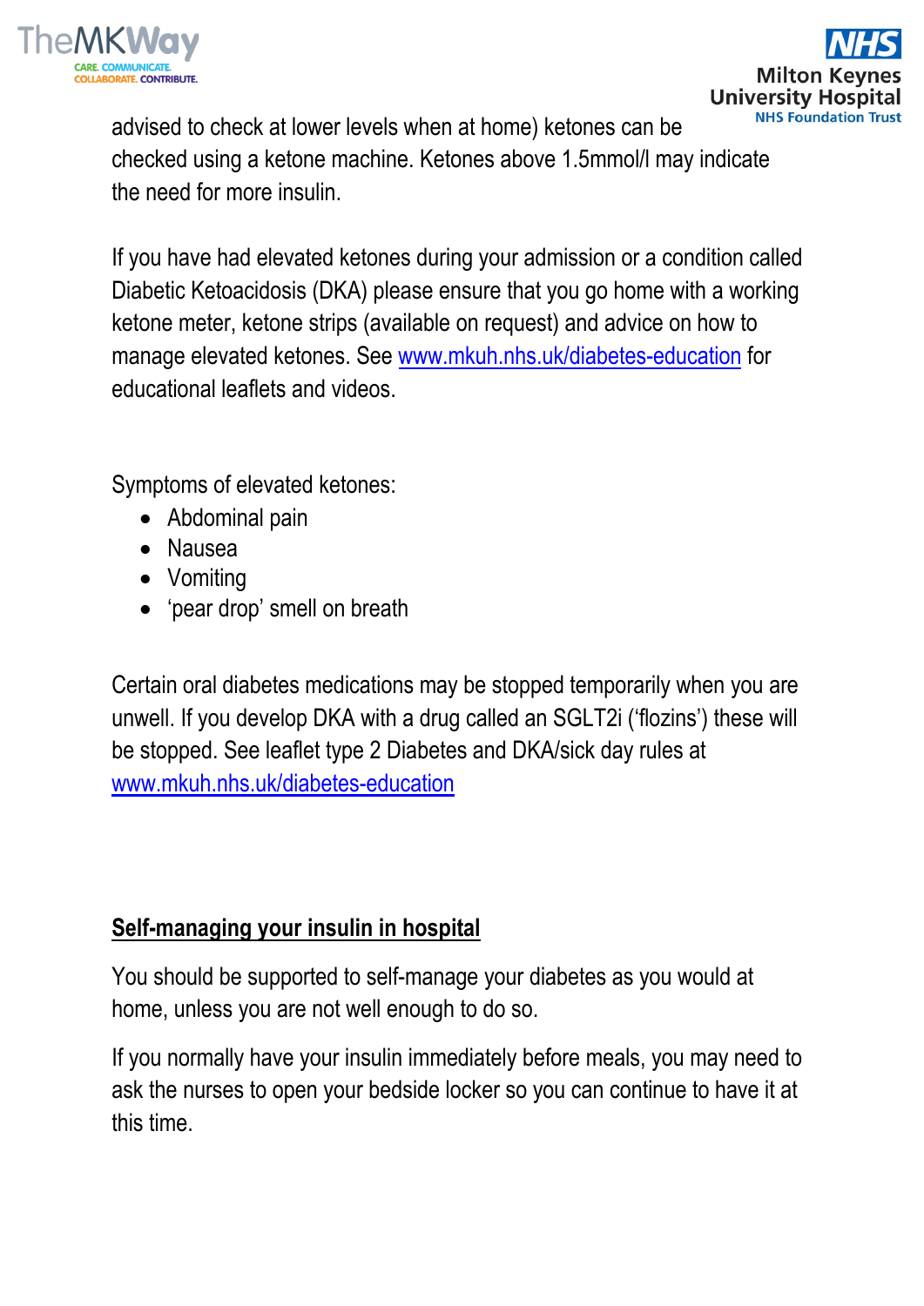advised to check at lower levels when at home) ketones can be checked using a ketone machine. Ketones above 1.5mmol/l may indicate the need for more insulin.

If you have had elevated ketones during your admission or a condition called Diabetic Ketoacidosis (DKA) please ensure that you go home with a working ketone meter, ketone strips (available on request) and advice on how to manage elevated ketones. See [www.mkuh.nhs.uk/diabetes-education](http://www.mkuh.nhs.uk/diabetes-education) for educational leaflets and videos.

Symptoms of elevated ketones:

- Abdominal pain
- Nausea
- Vomiting
- 'pear drop' smell on breath

Certain oral diabetes medications may be stopped temporarily when you are unwell. If you develop DKA with a drug called an SGLT2i ('flozins') these will be stopped. See leaflet type 2 Diabetes and DKA/sick day rules at [www.mkuh.nhs.uk/diabetes-education](http://www.mkuh.nhs.uk/diabetes-education)

## Self-managing your insulin in hospital

You should be supported to self-manage your diabetes as you would at home, unless you are not well enough to do so.

If you normally have your insulin immediately before meals, you may need to ask the nurses to open your bedside locker so you can continue to have it at this time.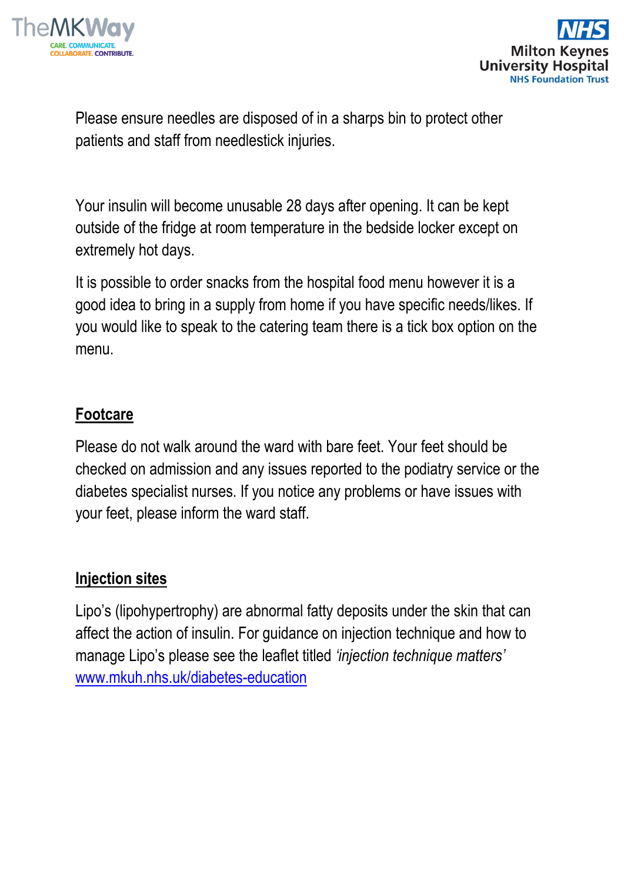Please ensure needles are disposed of in a sharps bin to protect other patients and staff from needlestick injuries.

Your insulin will become unusable 28 days after opening. It can be kept outside of the fridge at room temperature in the bedside locker except on extremely hot days.

It is possible to order snacks from the hospital food menu however it is a good idea to bring in a supply from home if you have specific needs/likes. If you would like to speak to the catering team there is a tick box option on the menu.

## Footcare

Please do not walk around the ward with bare feet. Your feet should be checked on admission and any issues reported to the podiatry service or the diabetes specialist nurses. If you notice any problems or have issues with your feet, please inform the ward staff.

## Injection sites

Lipo's (lipohypertrophy) are abnormal fatty deposits under the skin that can affect the action of insulin. For guidance on injection technique and how to manage Lipo's please see the leaflet titled *'injection technique matters'* [www.mkuh.nhs.uk/diabetes-education](www.mkuh.nhs.uk/diabetes-education)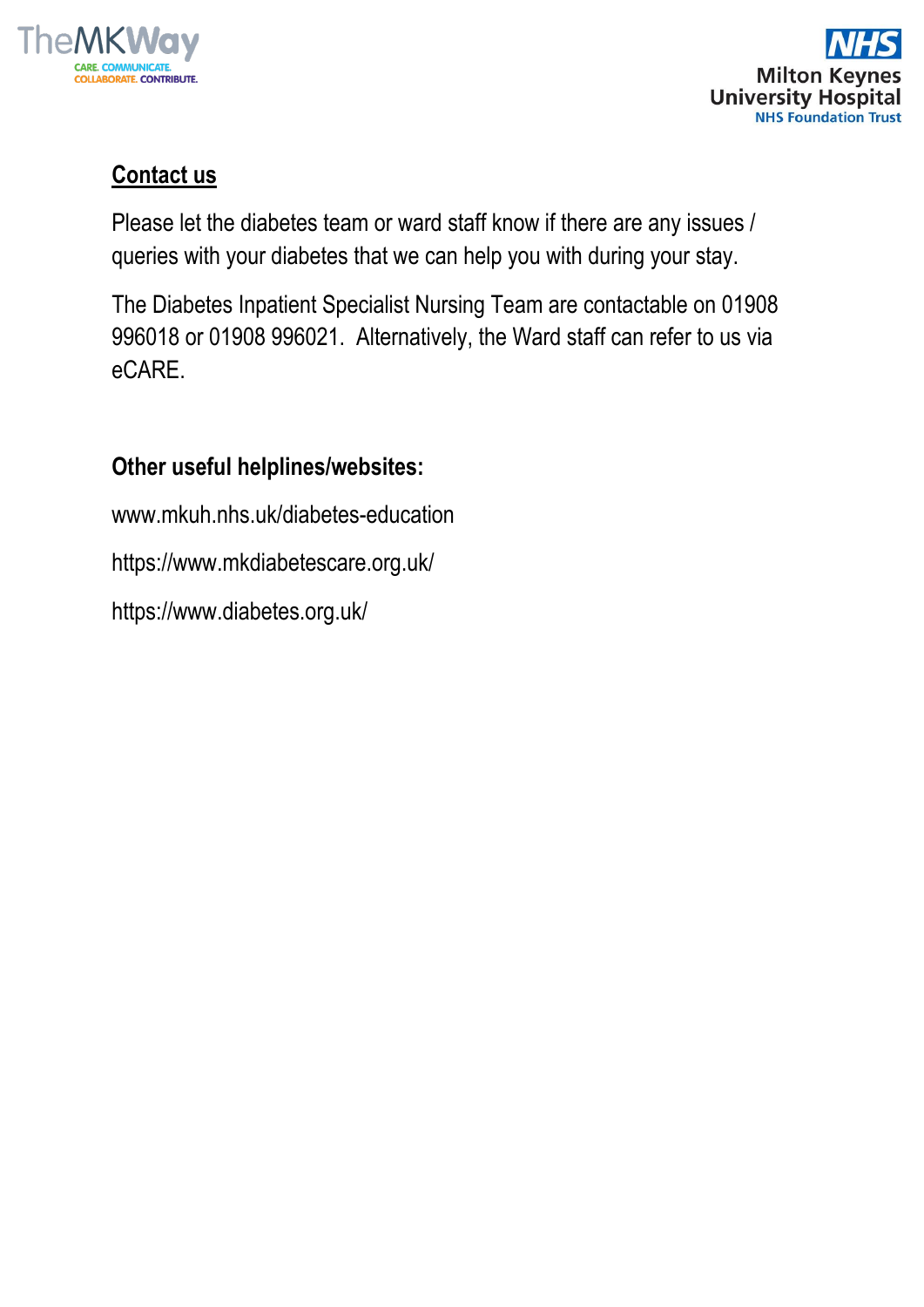## Contact us

Please let the diabetes team or ward staff know if there are any issues / queries with your diabetes that we can help you with during your stay.

The Diabetes Inpatient Specialist Nursing Team are contactable on 01908 996018 or 01908 996021. Alternatively, the Ward staff can refer to us via eCARE.

**Other useful helplines/websites:**

www.mkuh.nhs.uk/diabetes-education

https://www.mkdiabetescare.org.uk/

https://www.diabetes.org.uk/